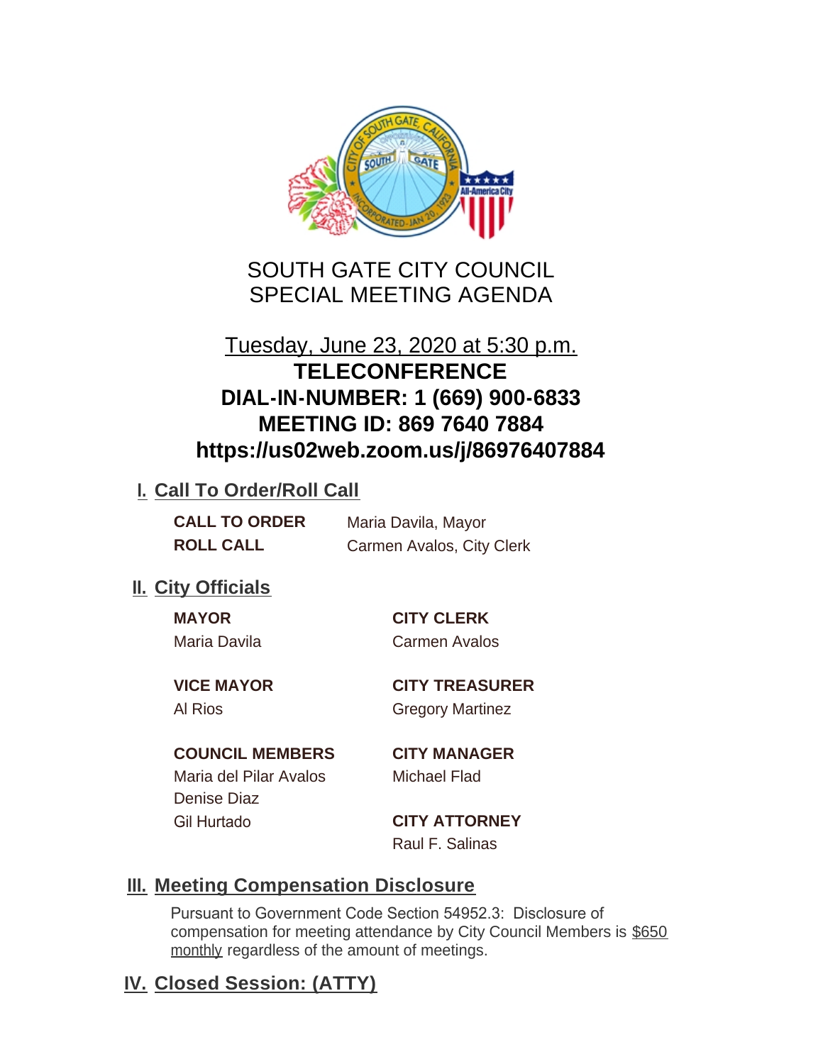# SOUTH GATE CITY COUNCIL
# SPECIAL MEETING AGENDA

Tuesday, June 23, 2020 at 5:30 p.m.

**TELECONFERENCE**
**DIAL-IN-NUMBER: 1 (669) 900-6833**
**MEETING ID: 869 7640 7884**
**https://us02web.zoom.us/j/86976407884**

## I. Call To Order/Roll Call

**CALL TO ORDER** Maria Davila, Mayor
**ROLL CALL** Carmen Avalos, City Clerk

## II. City Officials

**MAYOR**
Maria Davila

**VICE MAYOR**
Al Rios

**COUNCIL MEMBERS**
Maria del Pilar Avalos
Denise Diaz
Gil Hurtado

**CITY CLERK**
Carmen Avalos

**CITY TREASURER**
Gregory Martinez

**CITY MANAGER**
Michael Flad

**CITY ATTORNEY**
Raul F. Salinas

## III. Meeting Compensation Disclosure

Pursuant to Government Code Section 54952.3: Disclosure of compensation for meeting attendance by City Council Members is $650 monthly regardless of the amount of meetings.

## IV. Closed Session: (ATTY)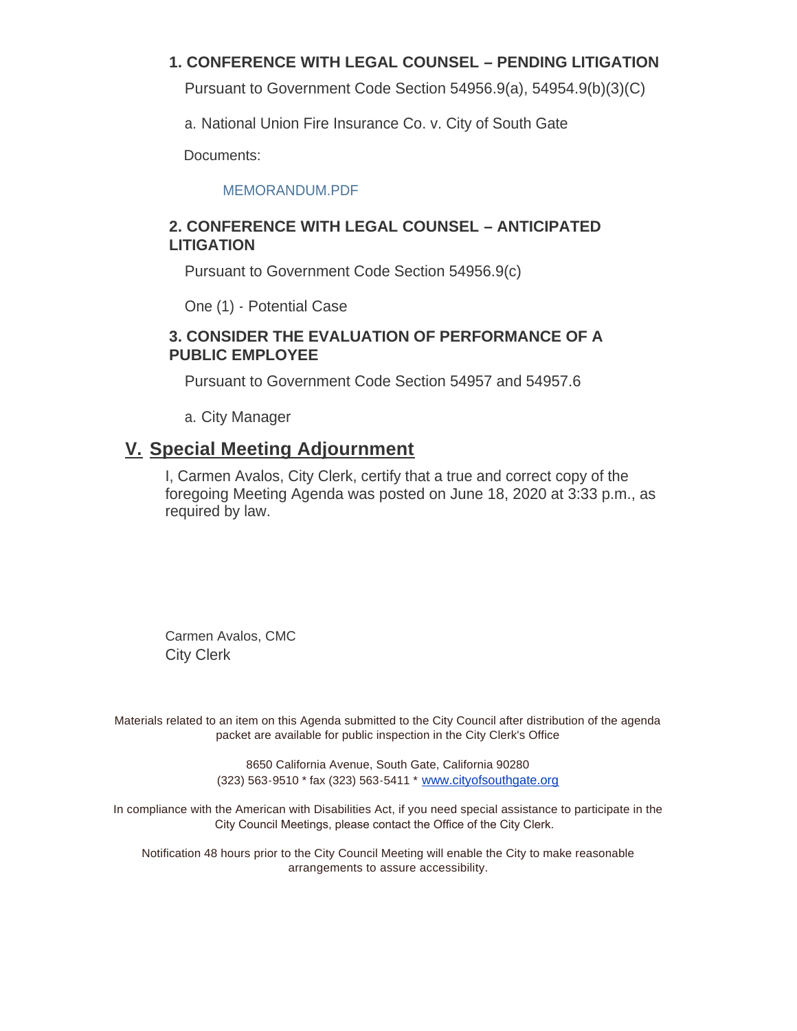### 1. CONFERENCE WITH LEGAL COUNSEL – PENDING LITIGATION

Pursuant to Government Code Section 54956.9(a), 54954.9(b)(3)(C)

a. National Union Fire Insurance Co. v. City of South Gate

Documents:

MEMORANDUM.PDF

### 2. CONFERENCE WITH LEGAL COUNSEL – ANTICIPATED LITIGATION

Pursuant to Government Code Section 54956.9(c)

One (1) - Potential Case

### 3. CONSIDER THE EVALUATION OF PERFORMANCE OF A PUBLIC EMPLOYEE

Pursuant to Government Code Section 54957 and 54957.6

a. City Manager

## V. Special Meeting Adjournment

I, Carmen Avalos, City Clerk, certify that a true and correct copy of the foregoing Meeting Agenda was posted on June 18, 2020 at 3:33 p.m., as required by law.

Carmen Avalos, CMC
City Clerk

Materials related to an item on this Agenda submitted to the City Council after distribution of the agenda packet are available for public inspection in the City Clerk's Office

8650 California Avenue, South Gate, California 90280
(323) 563-9510 * fax (323) 563-5411 * www.cityofsouthgate.org

In compliance with the American with Disabilities Act, if you need special assistance to participate in the City Council Meetings, please contact the Office of the City Clerk.

Notification 48 hours prior to the City Council Meeting will enable the City to make reasonable arrangements to assure accessibility.